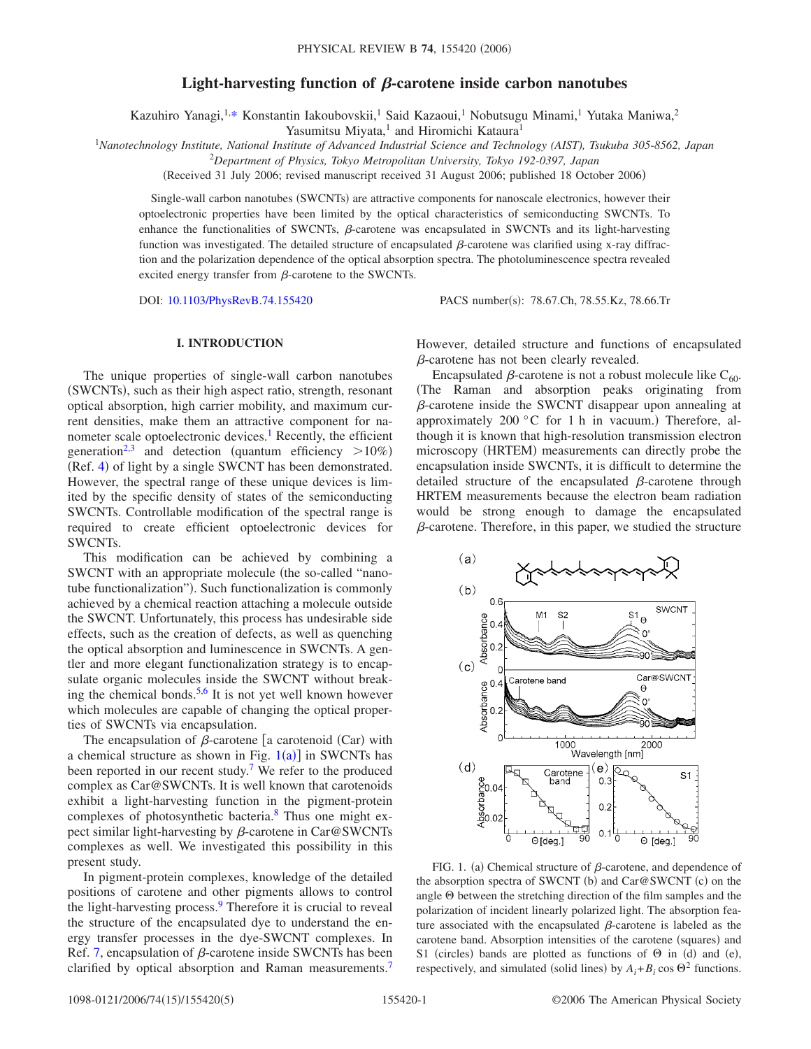# Light-harvesting function of β-carotene inside carbon nanotubes

Kazuhiro Yanagi,[1,*] Konstantin Iakoubovskii,[1] Said Kazaoui,[1] Nobutsugu Minami,[1] Yutaka Maniwa,[2] Yasumitsu Miyata,[1] and Hiromichi Kataura[1]

[1]*Nanotechnology Institute, National Institute of Advanced Industrial Science and Technology (AIST), Tsukuba 305-8562, Japan*

[2]*Department of Physics, Tokyo Metropolitan University, Tokyo 192-0397, Japan*

(Received 31 July 2006; revised manuscript received 31 August 2006; published 18 October 2006)

Single-wall carbon nanotubes (SWCNTs) are attractive components for nanoscale electronics, however their optoelectronic properties have been limited by the optical characteristics of semiconducting SWCNTs. To enhance the functionalities of SWCNTs, β-carotene was encapsulated in SWCNTs and its light-harvesting function was investigated. The detailed structure of encapsulated β-carotene was clarified using x-ray diffraction and the polarization dependence of the optical absorption spectra. The photoluminescence spectra revealed excited energy transfer from β-carotene to the SWCNTs.

DOI: 10.1103/PhysRevB.74.155420 PACS number(s): 78.67.Ch, 78.55.Kz, 78.66.Tr

## I. INTRODUCTION

The unique properties of single-wall carbon nanotubes (SWCNTs), such as their high aspect ratio, strength, resonant optical absorption, high carrier mobility, and maximum current densities, make them an attractive component for nanometer scale optoelectronic devices.[1] Recently, the efficient generation[2,3] and detection (quantum efficiency >10%) (Ref. 4) of light by a single SWCNT has been demonstrated. However, the spectral range of these unique devices is limited by the specific density of states of the semiconducting SWCNTs. Controllable modification of the spectral range is required to create efficient optoelectronic devices for SWCNTs.

This modification can be achieved by combining a SWCNT with an appropriate molecule (the so-called "nanotube functionalization"). Such functionalization is commonly achieved by a chemical reaction attaching a molecule outside the SWCNT. Unfortunately, this process has undesirable side effects, such as the creation of defects, as well as quenching the optical absorption and luminescence in SWCNTs. A gentler and more elegant functionalization strategy is to encapsulate organic molecules inside the SWCNT without breaking the chemical bonds.[5,6] It is not yet well known however which molecules are capable of changing the optical properties of SWCNTs via encapsulation.

The encapsulation of β-carotene [a carotenoid (Car) with a chemical structure as shown in Fig. 1(a)] in SWCNTs has been reported in our recent study.[7] We refer to the produced complex as Car@SWCNTs. It is well known that carotenoids exhibit a light-harvesting function in the pigment-protein complexes of photosynthetic bacteria.[8] Thus one might expect similar light-harvesting by β-carotene in Car@SWCNTs complexes as well. We investigated this possibility in this present study.

In pigment-protein complexes, knowledge of the detailed positions of carotene and other pigments allows to control the light-harvesting process.[9] Therefore it is crucial to reveal the structure of the encapsulated dye to understand the energy transfer processes in the dye-SWCNT complexes. In Ref. 7, encapsulation of β-carotene inside SWCNTs has been clarified by optical absorption and Raman measurements.[7] However, detailed structure and functions of encapsulated β-carotene has not been clearly revealed.

Encapsulated β-carotene is not a robust molecule like $C_{60}$. (The Raman and absorption peaks originating from β-carotene inside the SWCNT disappear upon annealing at approximately 200 °C for 1 h in vacuum.) Therefore, although it is known that high-resolution transmission electron microscopy (HRTEM) measurements can directly probe the encapsulation inside SWCNTs, it is difficult to determine the detailed structure of the encapsulated β-carotene through HRTEM measurements because the electron beam radiation would be strong enough to damage the encapsulated β-carotene. Therefore, in this paper, we studied the structure

FIG. 1. (a) Chemical structure of β-carotene, and dependence of the absorption spectra of SWCNT (b) and Car@SWCNT (c) on the angle Θ between the stretching direction of the film samples and the polarization of incident linearly polarized light. The absorption feature associated with the encapsulated β-carotene is labeled as the carotene band. Absorption intensities of the carotene (squares) and S1 (circles) bands are plotted as functions of Θ in (d) and (e), respectively, and simulated (solid lines) by $A_i + B_i \cos \Theta^2$ functions.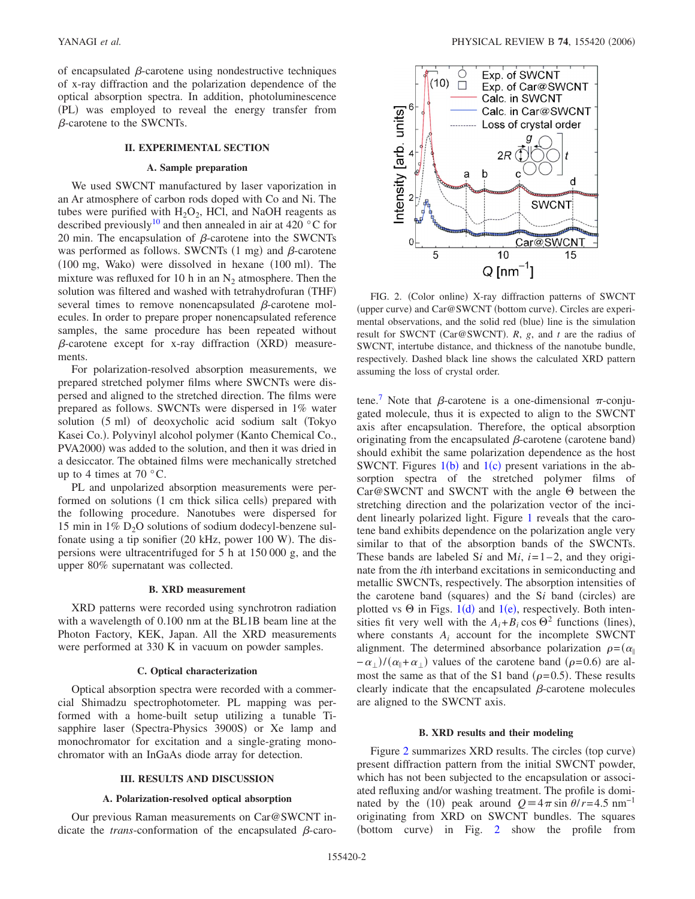of encapsulated $\beta$-carotene using nondestructive techniques of x-ray diffraction and the polarization dependence of the optical absorption spectra. In addition, photoluminescence (PL) was employed to reveal the energy transfer from $\beta$-carotene to the SWCNTs.

## II. EXPERIMENTAL SECTION

### A. Sample preparation

We used SWCNT manufactured by laser vaporization in an Ar atmosphere of carbon rods doped with Co and Ni. The tubes were purified with $H_2O_2$, HCl, and NaOH reagents as described previously[10] and then annealed in air at 420 °C for 20 min. The encapsulation of $\beta$-carotene into the SWCNTs was performed as follows. SWCNTs (1 mg) and $\beta$-carotene (100 mg, Wako) were dissolved in hexane (100 ml). The mixture was refluxed for 10 h in an $N_2$ atmosphere. Then the solution was filtered and washed with tetrahydrofuran (THF) several times to remove nonencapsulated $\beta$-carotene molecules. In order to prepare proper nonencapsulated reference samples, the same procedure has been repeated without $\beta$-carotene except for x-ray diffraction (XRD) measurements.

For polarization-resolved absorption measurements, we prepared stretched polymer films where SWCNTs were dispersed and aligned to the stretched direction. The films were prepared as follows. SWCNTs were dispersed in 1% water solution (5 ml) of deoxycholic acid sodium salt (Tokyo Kasei Co.). Polyvinyl alcohol polymer (Kanto Chemical Co., PVA2000) was added to the solution, and then it was dried in a desiccator. The obtained films were mechanically stretched up to 4 times at 70 °C.

PL and unpolarized absorption measurements were performed on solutions (1 cm thick silica cells) prepared with the following procedure. Nanotubes were dispersed for 15 min in 1% $D_2O$ solutions of sodium dodecyl-benzene sulfonate using a tip sonifier (20 kHz, power 100 W). The dispersions were ultracentrifuged for 5 h at 150 000 g, and the upper 80% supernatant was collected.

### B. XRD measurement

XRD patterns were recorded using synchrotron radiation with a wavelength of 0.100 nm at the BL1B beam line at the Photon Factory, KEK, Japan. All the XRD measurements were performed at 330 K in vacuum on powder samples.

### C. Optical characterization

Optical absorption spectra were recorded with a commercial Shimadzu spectrophotometer. PL mapping was performed with a home-built setup utilizing a tunable Ti-sapphire laser (Spectra-Physics 3900S) or Xe lamp and monochromator for excitation and a single-grating monochromator with an InGaAs diode array for detection.

## III. RESULTS AND DISCUSSION

### A. Polarization-resolved optical absorption

Our previous Raman measurements on Car@SWCNT indicate the *trans*-conformation of the encapsulated $\beta$-carotene.[7] Note that $\beta$-carotene is a one-dimensional $\pi$-conjugated molecule, thus it is expected to align to the SWCNT axis after encapsulation. Therefore, the optical absorption originating from the encapsulated $\beta$-carotene (carotene band) should exhibit the same polarization dependence as the host SWCNT. Figures 1(b) and 1(c) present variations in the absorption spectra of the stretched polymer films of Car@SWCNT and SWCNT with the angle $\Theta$ between the stretching direction and the polarization vector of the incident linearly polarized light. Figure 1 reveals that the carotene band exhibits dependence on the polarization angle very similar to that of the absorption bands of the SWCNTs. These bands are labeled S$i$ and M$i$, $i$=1–2, and they originate from the $i$th interband excitations in semiconducting and metallic SWCNTs, respectively. The absorption intensities of the carotene band (squares) and the S$i$ band (circles) are plotted vs $\Theta$ in Figs. 1(d) and 1(e), respectively. Both intensities fit very well with the $A_i + B_i \cos \Theta^2$ functions (lines), where constants $A_i$ account for the incomplete SWCNT alignment. The determined absorbance polarization $\rho = (\alpha_\parallel - \alpha_\perp)/(\alpha_\parallel + \alpha_\perp)$ values of the carotene band ($\rho$=0.6) are almost the same as that of the S1 band ($\rho$=0.5). These results clearly indicate that the encapsulated $\beta$-carotene molecules are aligned to the SWCNT axis.

FIG. 2. (Color online) X-ray diffraction patterns of SWCNT (upper curve) and Car@SWCNT (bottom curve). Circles are experimental observations, and the solid red (blue) line is the simulation result for SWCNT (Car@SWCNT). $R$, $g$, and $t$ are the radius of SWCNT, intertube distance, and thickness of the nanotube bundle, respectively. Dashed black line shows the calculated XRD pattern assuming the loss of crystal order.

### B. XRD results and their modeling

Figure 2 summarizes XRD results. The circles (top curve) present diffraction pattern from the initial SWCNT powder, which has not been subjected to the encapsulation or associated refluxing and/or washing treatment. The profile is dominated by the (10) peak around $Q \equiv 4\pi \sin \theta / r = 4.5$ nm$^{-1}$ originating from XRD on SWCNT bundles. The squares (bottom curve) in Fig. 2 show the profile from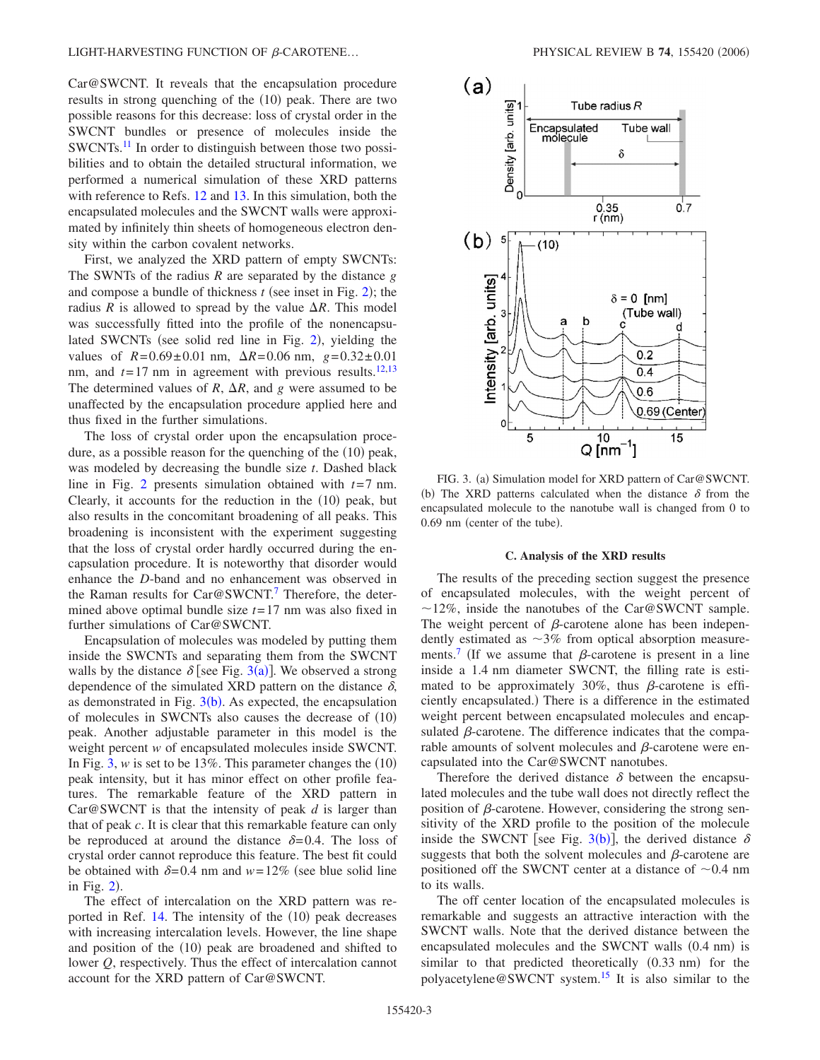Car@SWCNT. It reveals that the encapsulation procedure results in strong quenching of the (10) peak. There are two possible reasons for this decrease: loss of crystal order in the SWCNT bundles or presence of molecules inside the SWCNTs.[11] In order to distinguish between those two possibilities and to obtain the detailed structural information, we performed a numerical simulation of these XRD patterns with reference to Refs. 12 and 13. In this simulation, both the encapsulated molecules and the SWCNT walls were approximated by infinitely thin sheets of homogeneous electron density within the carbon covalent networks.

First, we analyzed the XRD pattern of empty SWCNTs: The SWNTs of the radius $R$ are separated by the distance $g$ and compose a bundle of thickness $t$ (see inset in Fig. 2); the radius $R$ is allowed to spread by the value $\Delta R$. This model was successfully fitted into the profile of the nonencapsulated SWCNTs (see solid red line in Fig. 2), yielding the values of $R=0.69\pm0.01$ nm, $\Delta R=0.06$ nm, $g=0.32\pm0.01$ nm, and $t=17$ nm in agreement with previous results.[12,13] The determined values of $R$, $\Delta R$, and $g$ were assumed to be unaffected by the encapsulation procedure applied here and thus fixed in the further simulations.

The loss of crystal order upon the encapsulation procedure, as a possible reason for the quenching of the (10) peak, was modeled by decreasing the bundle size $t$. Dashed black line in Fig. 2 presents simulation obtained with $t=7$ nm. Clearly, it accounts for the reduction in the (10) peak, but also results in the concomitant broadening of all peaks. This broadening is inconsistent with the experiment suggesting that the loss of crystal order hardly occurred during the encapsulation procedure. It is noteworthy that disorder would enhance the $D$-band and no enhancement was observed in the Raman results for Car@SWCNT.[7] Therefore, the determined above optimal bundle size $t=17$ nm was also fixed in further simulations of Car@SWCNT.

Encapsulation of molecules was modeled by putting them inside the SWCNTs and separating them from the SWCNT walls by the distance $\delta$ [see Fig. 3(a)]. We observed a strong dependence of the simulated XRD pattern on the distance $\delta$, as demonstrated in Fig. 3(b). As expected, the encapsulation of molecules in SWCNTs also causes the decrease of (10) peak. Another adjustable parameter in this model is the weight percent $w$ of encapsulated molecules inside SWCNT. In Fig. 3, $w$ is set to be 13%. This parameter changes the (10) peak intensity, but it has minor effect on other profile features. The remarkable feature of the XRD pattern in Car@SWCNT is that the intensity of peak $d$ is larger than that of peak $c$. It is clear that this remarkable feature can only be reproduced at around the distance $\delta=0.4$. The loss of crystal order cannot reproduce this feature. The best fit could be obtained with $\delta=0.4$ nm and $w=12\%$ (see blue solid line in Fig. 2).

The effect of intercalation on the XRD pattern was reported in Ref. 14. The intensity of the (10) peak decreases with increasing intercalation levels. However, the line shape and position of the (10) peak are broadened and shifted to lower $Q$, respectively. Thus the effect of intercalation cannot account for the XRD pattern of Car@SWCNT.

FIG. 3. (a) Simulation model for XRD pattern of Car@SWCNT. (b) The XRD patterns calculated when the distance $\delta$ from the encapsulated molecule to the nanotube wall is changed from 0 to 0.69 nm (center of the tube).

### C. Analysis of the XRD results

The results of the preceding section suggest the presence of encapsulated molecules, with the weight percent of ~12%, inside the nanotubes of the Car@SWCNT sample. The weight percent of $\beta$-carotene alone has been independently estimated as ~3% from optical absorption measurements.[7] (If we assume that $\beta$-carotene is present in a line inside a 1.4 nm diameter SWCNT, the filling rate is estimated to be approximately 30%, thus $\beta$-carotene is efficiently encapsulated.) There is a difference in the estimated weight percent between encapsulated molecules and encapsulated $\beta$-carotene. The difference indicates that the comparable amounts of solvent molecules and $\beta$-carotene were encapsulated into the Car@SWCNT nanotubes.

Therefore the derived distance $\delta$ between the encapsulated molecules and the tube wall does not directly reflect the position of $\beta$-carotene. However, considering the strong sensitivity of the XRD profile to the position of the molecule inside the SWCNT [see Fig. 3(b)], the derived distance $\delta$ suggests that both the solvent molecules and $\beta$-carotene are positioned off the SWCNT center at a distance of ~0.4 nm to its walls.

The off center location of the encapsulated molecules is remarkable and suggests an attractive interaction with the SWCNT walls. Note that the derived distance between the encapsulated molecules and the SWCNT walls (0.4 nm) is similar to that predicted theoretically (0.33 nm) for the polyacetylene@SWCNT system.[15] It is also similar to the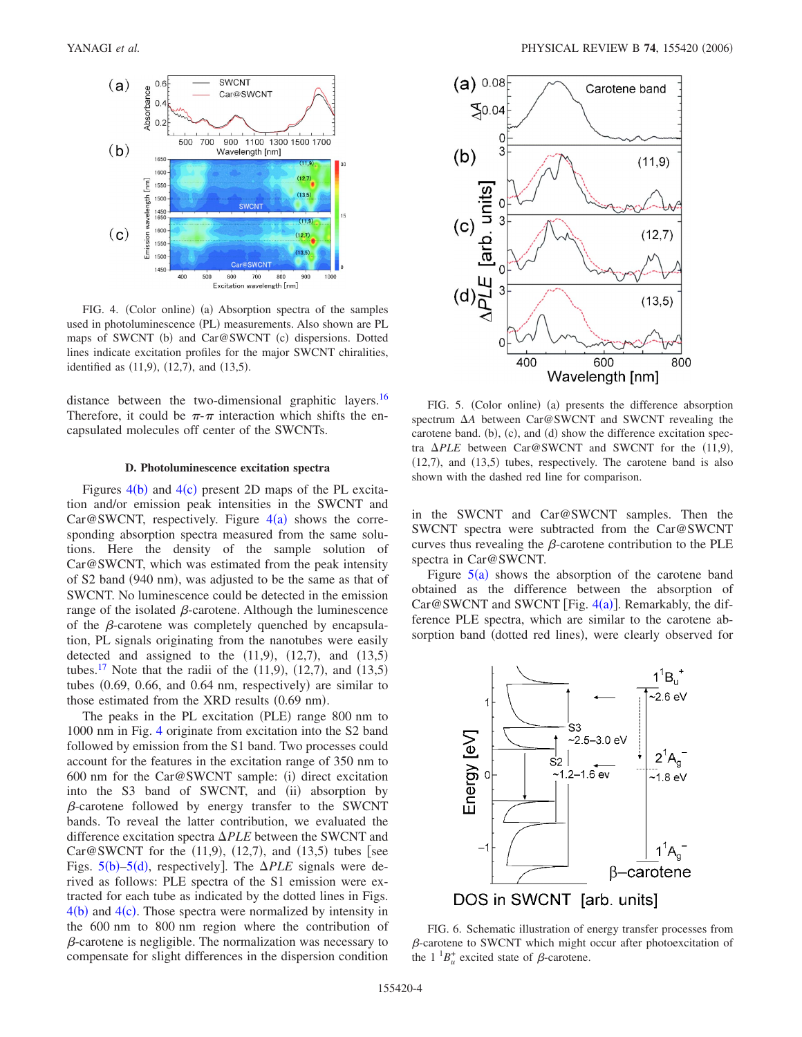FIG. 4. (Color online) (a) Absorption spectra of the samples used in photoluminescence (PL) measurements. Also shown are PL maps of SWCNT (b) and Car@SWCNT (c) dispersions. Dotted lines indicate excitation profiles for the major SWCNT chiralities, identified as (11,9), (12,7), and (13,5).

distance between the two-dimensional graphitic layers.[16] Therefore, it could be $\pi$-$\pi$ interaction which shifts the encapsulated molecules off center of the SWCNTs.

### D. Photoluminescence excitation spectra

Figures 4(b) and 4(c) present 2D maps of the PL excitation and/or emission peak intensities in the SWCNT and Car@SWCNT, respectively. Figure 4(a) shows the corresponding absorption spectra measured from the same solutions. Here the density of the sample solution of Car@SWCNT, which was estimated from the peak intensity of S2 band (940 nm), was adjusted to be the same as that of SWCNT. No luminescence could be detected in the emission range of the isolated $\beta$-carotene. Although the luminescence of the $\beta$-carotene was completely quenched by encapsulation, PL signals originating from the nanotubes were easily detected and assigned to the (11,9), (12,7), and (13,5) tubes.[17] Note that the radii of the (11,9), (12,7), and (13,5) tubes (0.69, 0.66, and 0.64 nm, respectively) are similar to those estimated from the XRD results (0.69 nm).

The peaks in the PL excitation (PLE) range 800 nm to 1000 nm in Fig. 4 originate from excitation into the S2 band followed by emission from the S1 band. Two processes could account for the features in the excitation range of 350 nm to 600 nm for the Car@SWCNT sample: (i) direct excitation into the S3 band of SWCNT, and (ii) absorption by $\beta$-carotene followed by energy transfer to the SWCNT bands. To reveal the latter contribution, we evaluated the difference excitation spectra $\Delta PLE$ between the SWCNT and Car@SWCNT for the (11,9), (12,7), and (13,5) tubes [see Figs. 5(b)–5(d), respectively]. The $\Delta PLE$ signals were derived as follows: PLE spectra of the S1 emission were extracted for each tube as indicated by the dotted lines in Figs. 4(b) and 4(c). Those spectra were normalized by intensity in the 600 nm to 800 nm region where the contribution of $\beta$-carotene is negligible. The normalization was necessary to compensate for slight differences in the dispersion condition in the SWCNT and Car@SWCNT samples. Then the SWCNT spectra were subtracted from the Car@SWCNT curves thus revealing the $\beta$-carotene contribution to the PLE spectra in Car@SWCNT.

FIG. 5. (Color online) (a) presents the difference absorption spectrum $\Delta A$ between Car@SWCNT and SWCNT revealing the carotene band. (b), (c), and (d) show the difference excitation spectra $\Delta PLE$ between Car@SWCNT and SWCNT for the (11,9), (12,7), and (13,5) tubes, respectively. The carotene band is also shown with the dashed red line for comparison.

Figure 5(a) shows the absorption of the carotene band obtained as the difference between the absorption of Car@SWCNT and SWCNT [Fig. 4(a)]. Remarkably, the difference PLE spectra, which are similar to the carotene absorption band (dotted red lines), were clearly observed for

FIG. 6. Schematic illustration of energy transfer processes from $\beta$-carotene to SWCNT which might occur after photoexcitation of the $1\,^1B_u^+$ excited state of $\beta$-carotene.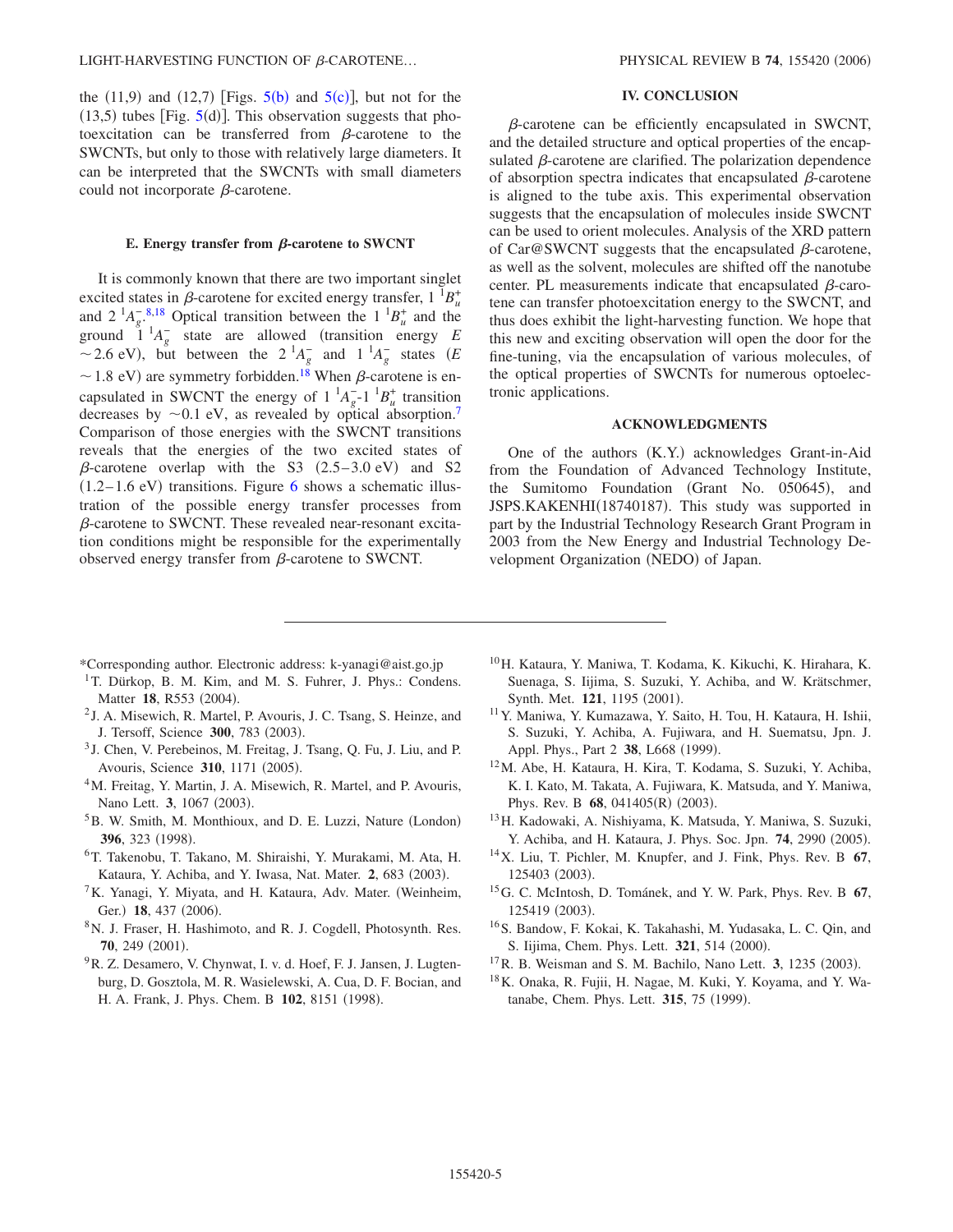the (11,9) and (12,7) [Figs. 5(b) and 5(c)], but not for the (13,5) tubes [Fig. 5(d)]. This observation suggests that photoexcitation can be transferred from $\beta$-carotene to the SWCNTs, but only to those with relatively large diameters. It can be interpreted that the SWCNTs with small diameters could not incorporate $\beta$-carotene.

### E. Energy transfer from $\beta$-carotene to SWCNT

It is commonly known that there are two important singlet excited states in $\beta$-carotene for excited energy transfer, $1\,^1B_u^+$ and $2\,^1A_g^-$.[8,18] Optical transition between the $1\,^1B_u^+$ and the ground $1\,^1A_g^-$ state are allowed (transition energy $E \sim 2.6$ eV), but between the $2\,^1A_g^-$ and $1\,^1A_g^-$ states ($E \sim 1.8$ eV) are symmetry forbidden.[18] When $\beta$-carotene is encapsulated in SWCNT the energy of $1\,^1A_g^-$-$1\,^1B_u^+$ transition decreases by $\sim 0.1$ eV, as revealed by optical absorption.[7] Comparison of those energies with the SWCNT transitions reveals that the energies of the two excited states of $\beta$-carotene overlap with the S3 (2.5–3.0 eV) and S2 (1.2–1.6 eV) transitions. Figure 6 shows a schematic illustration of the possible energy transfer processes from $\beta$-carotene to SWCNT. These revealed near-resonant excitation conditions might be responsible for the experimentally observed energy transfer from $\beta$-carotene to SWCNT.

## IV. CONCLUSION

$\beta$-carotene can be efficiently encapsulated in SWCNT, and the detailed structure and optical properties of the encapsulated $\beta$-carotene are clarified. The polarization dependence of absorption spectra indicates that encapsulated $\beta$-carotene is aligned to the tube axis. This experimental observation suggests that the encapsulation of molecules inside SWCNT can be used to orient molecules. Analysis of the XRD pattern of Car@SWCNT suggests that the encapsulated $\beta$-carotene, as well as the solvent, molecules are shifted off the nanotube center. PL measurements indicate that encapsulated $\beta$-carotene can transfer photoexcitation energy to the SWCNT, and thus does exhibit the light-harvesting function. We hope that this new and exciting observation will open the door for the fine-tuning, via the encapsulation of various molecules, of the optical properties of SWCNTs for numerous optoelectronic applications.

## ACKNOWLEDGMENTS

One of the authors (K.Y.) acknowledges Grant-in-Aid from the Foundation of Advanced Technology Institute, the Sumitomo Foundation (Grant No. 050645), and JSPS.KAKENHI(18740187). This study was supported in part by the Industrial Technology Research Grant Program in 2003 from the New Energy and Industrial Technology Development Organization (NEDO) of Japan.

---

*Corresponding author. Electronic address: k-yanagi@aist.go.jp

[1] T. Dürkop, B. M. Kim, and M. S. Fuhrer, J. Phys.: Condens. Matter **18**, R553 (2004).

[2] J. A. Misewich, R. Martel, P. Avouris, J. C. Tsang, S. Heinze, and J. Tersoff, Science **300**, 783 (2003).

[3] J. Chen, V. Perebeinos, M. Freitag, J. Tsang, Q. Fu, J. Liu, and P. Avouris, Science **310**, 1171 (2005).

[4] M. Freitag, Y. Martin, J. A. Misewich, R. Martel, and P. Avouris, Nano Lett. **3**, 1067 (2003).

[5] B. W. Smith, M. Monthioux, and D. E. Luzzi, Nature (London) **396**, 323 (1998).

[6] T. Takenobu, T. Takano, M. Shiraishi, Y. Murakami, M. Ata, H. Kataura, Y. Achiba, and Y. Iwasa, Nat. Mater. **2**, 683 (2003).

[7] K. Yanagi, Y. Miyata, and H. Kataura, Adv. Mater. (Weinheim, Ger.) **18**, 437 (2006).

[8] N. J. Fraser, H. Hashimoto, and R. J. Cogdell, Photosynth. Res. **70**, 249 (2001).

[9] R. Z. Desamero, V. Chynwat, I. v. d. Hoef, F. J. Jansen, J. Lugtenburg, D. Gosztola, M. R. Wasielewski, A. Cua, D. F. Bocian, and H. A. Frank, J. Phys. Chem. B **102**, 8151 (1998).

[10] H. Kataura, Y. Maniwa, T. Kodama, K. Kikuchi, K. Hirahara, K. Suenaga, S. Iijima, S. Suzuki, Y. Achiba, and W. Krätschmer, Synth. Met. **121**, 1195 (2001).

[11] Y. Maniwa, Y. Kumazawa, Y. Saito, H. Tou, H. Kataura, H. Ishii, S. Suzuki, Y. Achiba, A. Fujiwara, and H. Suematsu, Jpn. J. Appl. Phys., Part 2 **38**, L668 (1999).

[12] M. Abe, H. Kataura, H. Kira, T. Kodama, S. Suzuki, Y. Achiba, K. I. Kato, M. Takata, A. Fujiwara, K. Matsuda, and Y. Maniwa, Phys. Rev. B **68**, 041405(R) (2003).

[13] H. Kadowaki, A. Nishiyama, K. Matsuda, Y. Maniwa, S. Suzuki, Y. Achiba, and H. Kataura, J. Phys. Soc. Jpn. **74**, 2990 (2005).

[14] X. Liu, T. Pichler, M. Knupfer, and J. Fink, Phys. Rev. B **67**, 125403 (2003).

[15] G. C. McIntosh, D. Tománek, and Y. W. Park, Phys. Rev. B **67**, 125419 (2003).

[16] S. Bandow, F. Kokai, K. Takahashi, M. Yudasaka, L. C. Qin, and S. Iijima, Chem. Phys. Lett. **321**, 514 (2000).

[17] R. B. Weisman and S. M. Bachilo, Nano Lett. **3**, 1235 (2003).

[18] K. Onaka, R. Fujii, H. Nagae, M. Kuki, Y. Koyama, and Y. Watanabe, Chem. Phys. Lett. **315**, 75 (1999).